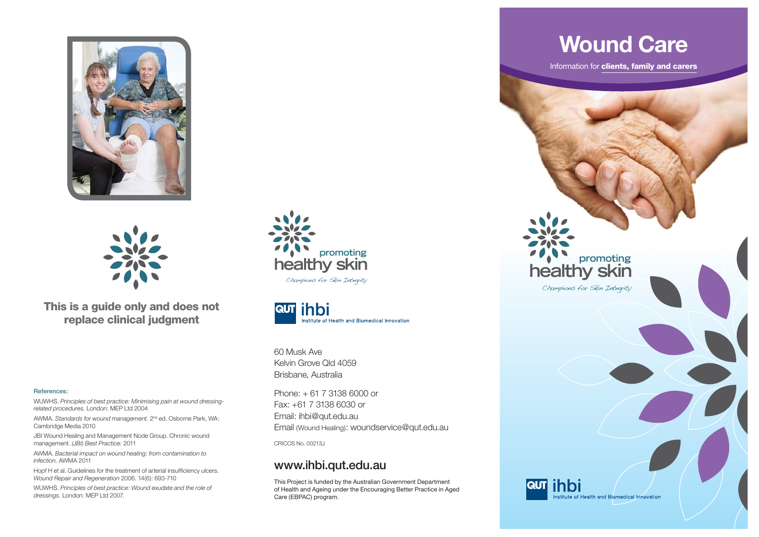**This is a guide only and does not replace clinical judgment**

**References:**

WUWHS. *Principles of best practice: Minimising pain at wound dressing-related procedures.* London: MEP Ltd 2004

AWMA. *Standards for wound management.* 2nd ed. Osborne Park, WA: Cambridge Media 2010

JBI Wound Healing and Management Node Group. Chronic wound management. *(JBI) Best Practice:* 2011

AWMA. *Bacterial impact on wound healing: from contamination to infection.* AWMA 2011

Hopf H et al. Guidelines for the treatment of arterial insufficiency ulcers. *Wound Repair and Regeneration* 2006. 14(6): 693-710

WUWHS. *Principles of best practice: Wound exudate and the role of dressings.* London: MEP Ltd 2007.

promoting healthy skin

*Champions for Skin Integrity*

QUT ihbi Institute of Health and Biomedical Innovation

60 Musk Ave
Kelvin Grove Qld 4059
Brisbane, Australia

Phone: + 61 7 3138 6000 or
Fax: +61 7 3138 6030 or
Email: ihbi@qut.edu.au
Email (Wound Healing): woundservice@qut.edu.au

CRICOS No. 00213J

## www.ihbi.qut.edu.au

This Project is funded by the Australian Government Department of Health and Ageing under the Encouraging Better Practice in Aged Care (EBPAC) program.

# Wound Care

Information for **clients, family and carers**

promoting healthy skin

*Champions for Skin Integrity*

QUT ihbi Institute of Health and Biomedical Innovation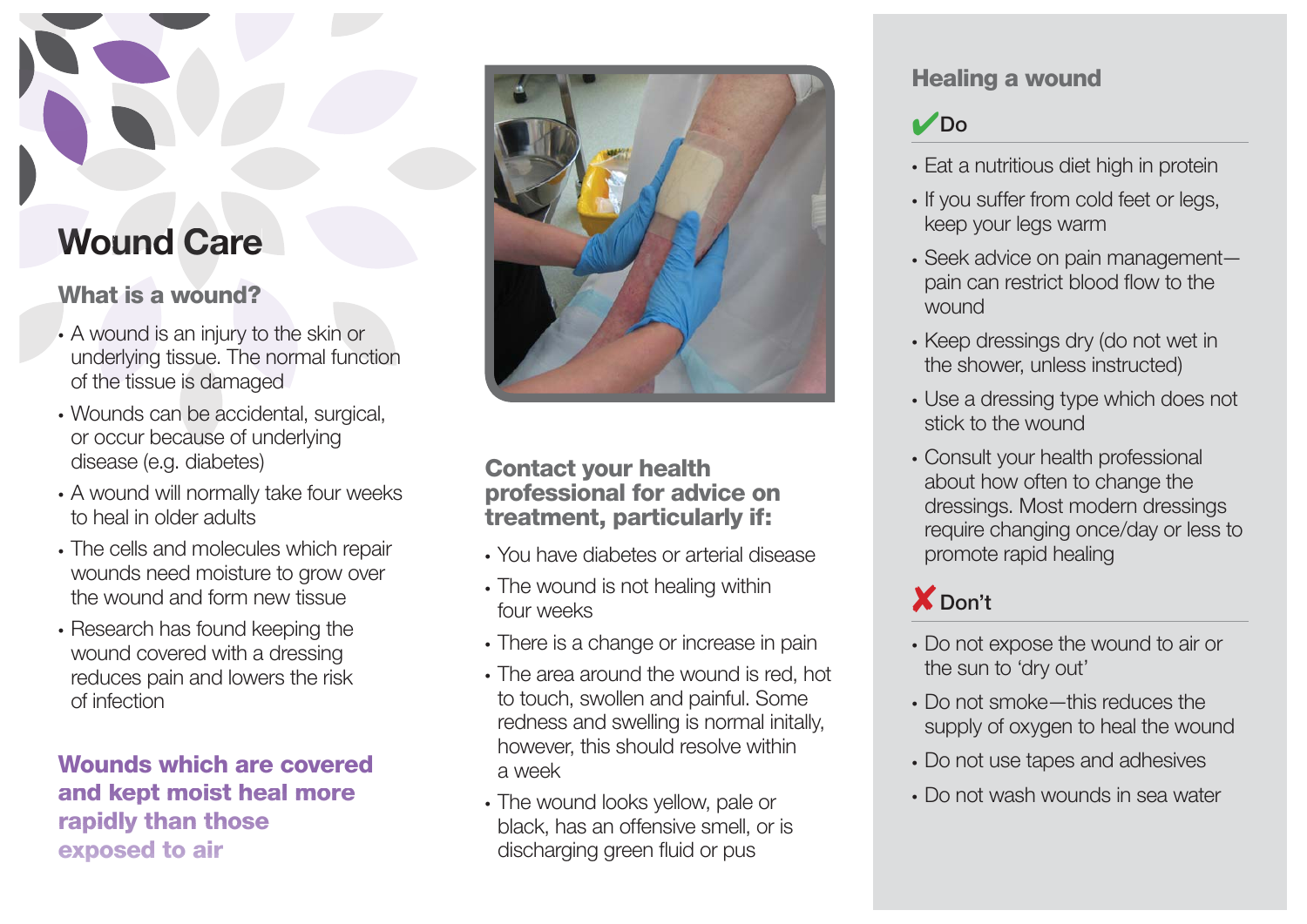# Wound Care

## What is a wound?

- A wound is an injury to the skin or underlying tissue. The normal function of the tissue is damaged
- Wounds can be accidental, surgical, or occur because of underlying disease (e.g. diabetes)
- A wound will normally take four weeks to heal in older adults
- The cells and molecules which repair wounds need moisture to grow over the wound and form new tissue
- Research has found keeping the wound covered with a dressing reduces pain and lowers the risk of infection

**Wounds which are covered and kept moist heal more rapidly than those exposed to air**

## Contact your health professional for advice on treatment, particularly if:

- You have diabetes or arterial disease
- The wound is not healing within four weeks
- There is a change or increase in pain
- The area around the wound is red, hot to touch, swollen and painful. Some redness and swelling is normal initally, however, this should resolve within a week
- The wound looks yellow, pale or black, has an offensive smell, or is discharging green fluid or pus

## Healing a wound

### ✔ Do

- Eat a nutritious diet high in protein
- If you suffer from cold feet or legs, keep your legs warm
- Seek advice on pain management—pain can restrict blood flow to the wound
- Keep dressings dry (do not wet in the shower, unless instructed)
- Use a dressing type which does not stick to the wound
- Consult your health professional about how often to change the dressings. Most modern dressings require changing once/day or less to promote rapid healing

### ✘ Don't

- Do not expose the wound to air or the sun to 'dry out'
- Do not smoke—this reduces the supply of oxygen to heal the wound
- Do not use tapes and adhesives
- Do not wash wounds in sea water